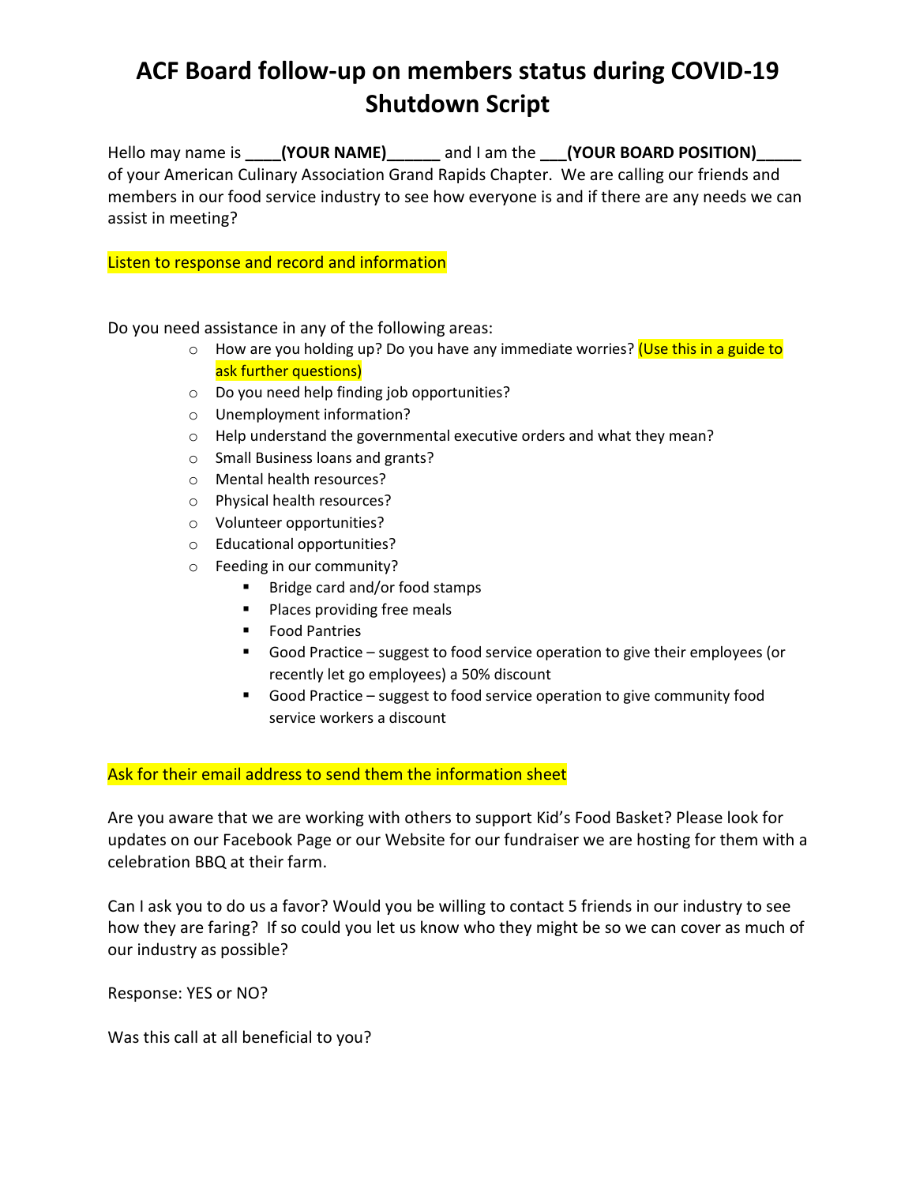# ACF Board follow-up on members status during COVID-19 Shutdown Script

Hello may name is **____(YOUR NAME)______** and I am the **___(YOUR BOARD POSITION)_____** of your American Culinary Association Grand Rapids Chapter. We are calling our friends and members in our food service industry to see how everyone is and if there are any needs we can assist in meeting?

Listen to response and record and information

Do you need assistance in any of the following areas:

- How are you holding up? Do you have any immediate worries? (Use this in a guide to ask further questions)
- Do you need help finding job opportunities?
- Unemployment information?
- Help understand the governmental executive orders and what they mean?
- Small Business loans and grants?
- Mental health resources?
- Physical health resources?
- Volunteer opportunities?
- Educational opportunities?
- Feeding in our community?
  - Bridge card and/or food stamps
  - Places providing free meals
  - Food Pantries
  - Good Practice – suggest to food service operation to give their employees (or recently let go employees) a 50% discount
  - Good Practice – suggest to food service operation to give community food service workers a discount

Ask for their email address to send them the information sheet

Are you aware that we are working with others to support Kid's Food Basket? Please look for updates on our Facebook Page or our Website for our fundraiser we are hosting for them with a celebration BBQ at their farm.

Can I ask you to do us a favor? Would you be willing to contact 5 friends in our industry to see how they are faring? If so could you let us know who they might be so we can cover as much of our industry as possible?

Response: YES or NO?

Was this call at all beneficial to you?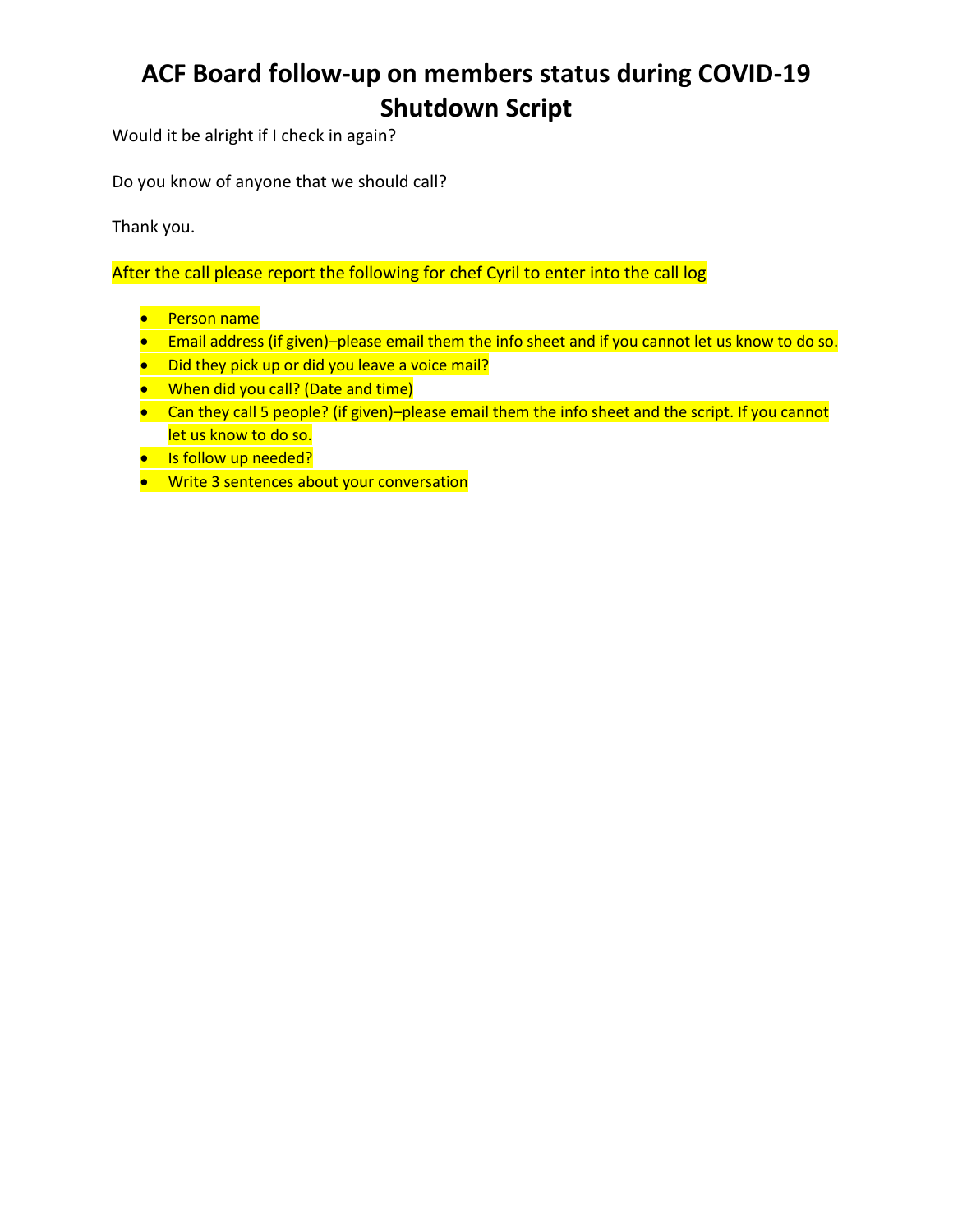# ACF Board follow-up on members status during COVID-19 Shutdown Script

Would it be alright if I check in again?

Do you know of anyone that we should call?

Thank you.

After the call please report the following for chef Cyril to enter into the call log

- Person name
- Email address (if given)–please email them the info sheet and if you cannot let us know to do so.
- Did they pick up or did you leave a voice mail?
- When did you call? (Date and time)
- Can they call 5 people? (if given)–please email them the info sheet and the script. If you cannot let us know to do so.
- Is follow up needed?
- Write 3 sentences about your conversation